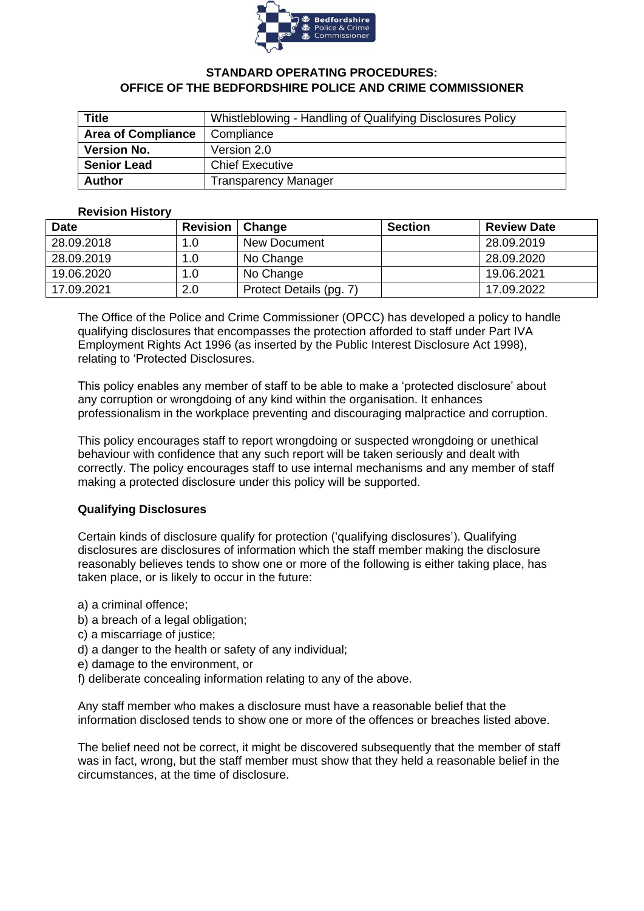**STANDARD OPERATING PROCEDURES:**
**OFFICE OF THE BEDFORDSHIRE POLICE AND CRIME COMMISSIONER**

| **Title** | Whistleblowing - Handling of Qualifying Disclosures Policy |
|---|---|
| **Area of Compliance** | Compliance |
| **Version No.** | Version 2.0 |
| **Senior Lead** | Chief Executive |
| **Author** | Transparency Manager |

**Revision History**

| Date | Revision | Change | Section | Review Date |
|---|---|---|---|---|
| 28.09.2018 | 1.0 | New Document | | 28.09.2019 |
| 28.09.2019 | 1.0 | No Change | | 28.09.2020 |
| 19.06.2020 | 1.0 | No Change | | 19.06.2021 |
| 17.09.2021 | 2.0 | Protect Details (pg. 7) | | 17.09.2022 |

The Office of the Police and Crime Commissioner (OPCC) has developed a policy to handle qualifying disclosures that encompasses the protection afforded to staff under Part IVA Employment Rights Act 1996 (as inserted by the Public Interest Disclosure Act 1998), relating to 'Protected Disclosures.

This policy enables any member of staff to be able to make a 'protected disclosure' about any corruption or wrongdoing of any kind within the organisation. It enhances professionalism in the workplace preventing and discouraging malpractice and corruption.

This policy encourages staff to report wrongdoing or suspected wrongdoing or unethical behaviour with confidence that any such report will be taken seriously and dealt with correctly. The policy encourages staff to use internal mechanisms and any member of staff making a protected disclosure under this policy will be supported.

**Qualifying Disclosures**

Certain kinds of disclosure qualify for protection ('qualifying disclosures'). Qualifying disclosures are disclosures of information which the staff member making the disclosure reasonably believes tends to show one or more of the following is either taking place, has taken place, or is likely to occur in the future:

a) a criminal offence;
b) a breach of a legal obligation;
c) a miscarriage of justice;
d) a danger to the health or safety of any individual;
e) damage to the environment, or
f) deliberate concealing information relating to any of the above.

Any staff member who makes a disclosure must have a reasonable belief that the information disclosed tends to show one or more of the offences or breaches listed above.

The belief need not be correct, it might be discovered subsequently that the member of staff was in fact, wrong, but the staff member must show that they held a reasonable belief in the circumstances, at the time of disclosure.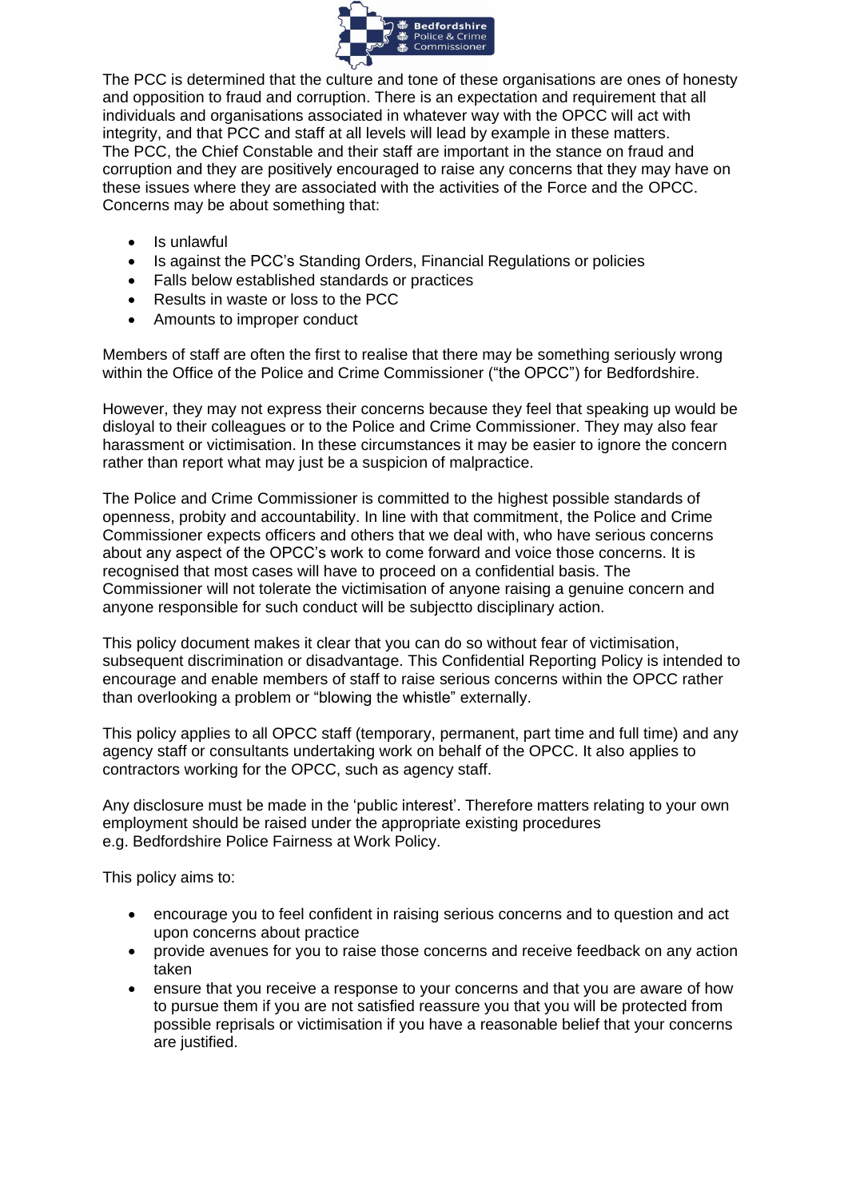The PCC is determined that the culture and tone of these organisations are ones of honesty and opposition to fraud and corruption. There is an expectation and requirement that all individuals and organisations associated in whatever way with the OPCC will act with integrity, and that PCC and staff at all levels will lead by example in these matters.
The PCC, the Chief Constable and their staff are important in the stance on fraud and corruption and they are positively encouraged to raise any concerns that they may have on these issues where they are associated with the activities of the Force and the OPCC. Concerns may be about something that:

- Is unlawful
- Is against the PCC's Standing Orders, Financial Regulations or policies
- Falls below established standards or practices
- Results in waste or loss to the PCC
- Amounts to improper conduct

Members of staff are often the first to realise that there may be something seriously wrong within the Office of the Police and Crime Commissioner ("the OPCC") for Bedfordshire.

However, they may not express their concerns because they feel that speaking up would be disloyal to their colleagues or to the Police and Crime Commissioner. They may also fear harassment or victimisation. In these circumstances it may be easier to ignore the concern rather than report what may just be a suspicion of malpractice.

The Police and Crime Commissioner is committed to the highest possible standards of openness, probity and accountability. In line with that commitment, the Police and Crime Commissioner expects officers and others that we deal with, who have serious concerns about any aspect of the OPCC's work to come forward and voice those concerns. It is recognised that most cases will have to proceed on a confidential basis. The Commissioner will not tolerate the victimisation of anyone raising a genuine concern and anyone responsible for such conduct will be subjectto disciplinary action.

This policy document makes it clear that you can do so without fear of victimisation, subsequent discrimination or disadvantage. This Confidential Reporting Policy is intended to encourage and enable members of staff to raise serious concerns within the OPCC rather than overlooking a problem or "blowing the whistle" externally.

This policy applies to all OPCC staff (temporary, permanent, part time and full time) and any agency staff or consultants undertaking work on behalf of the OPCC. It also applies to contractors working for the OPCC, such as agency staff.

Any disclosure must be made in the 'public interest'. Therefore matters relating to your own employment should be raised under the appropriate existing procedures e.g. Bedfordshire Police Fairness at Work Policy.

This policy aims to:

- encourage you to feel confident in raising serious concerns and to question and act upon concerns about practice
- provide avenues for you to raise those concerns and receive feedback on any action taken
- ensure that you receive a response to your concerns and that you are aware of how to pursue them if you are not satisfied reassure you that you will be protected from possible reprisals or victimisation if you have a reasonable belief that your concerns are justified.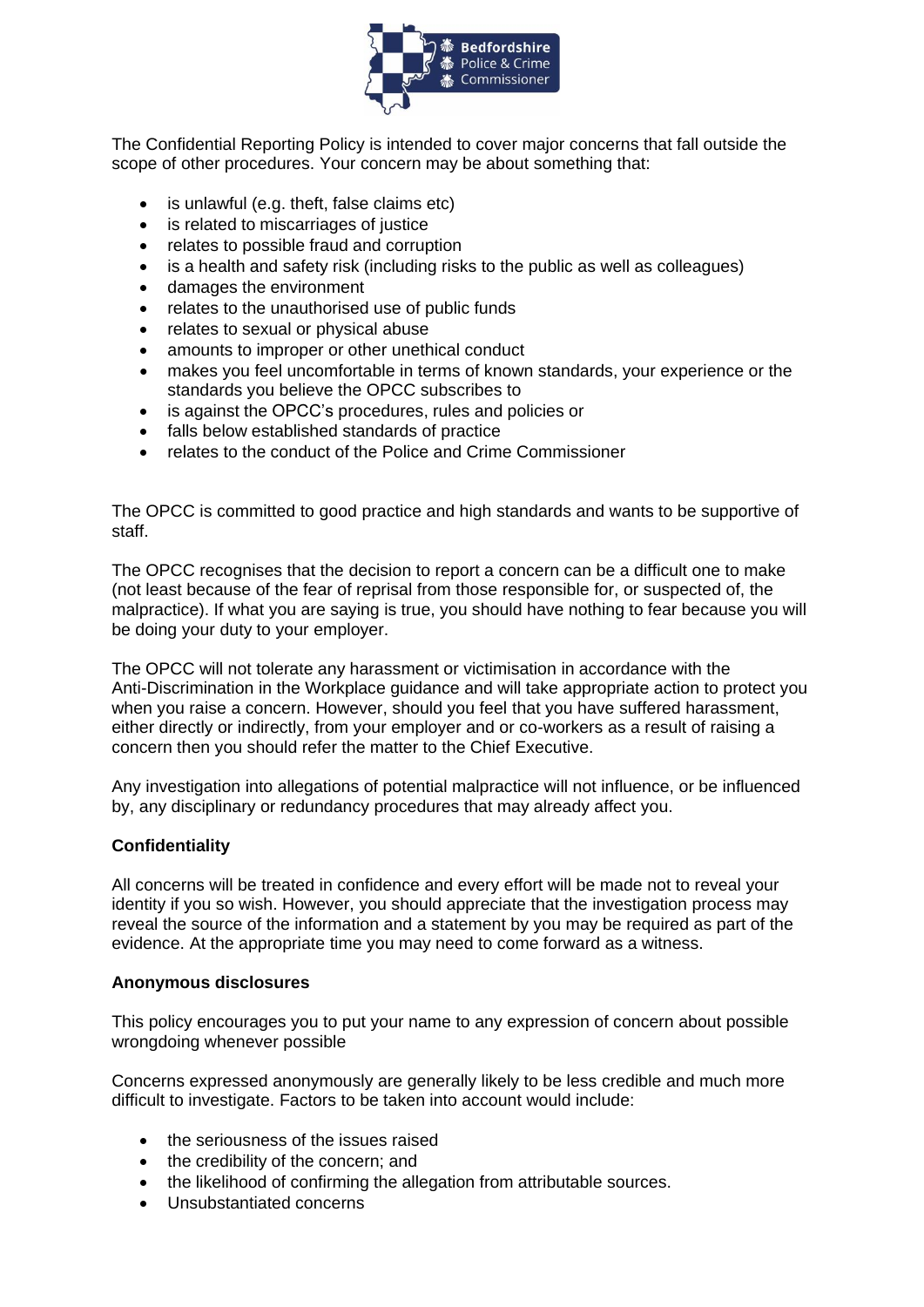The Confidential Reporting Policy is intended to cover major concerns that fall outside the scope of other procedures. Your concern may be about something that:

- is unlawful (e.g. theft, false claims etc)
- is related to miscarriages of justice
- relates to possible fraud and corruption
- is a health and safety risk (including risks to the public as well as colleagues)
- damages the environment
- relates to the unauthorised use of public funds
- relates to sexual or physical abuse
- amounts to improper or other unethical conduct
- makes you feel uncomfortable in terms of known standards, your experience or the standards you believe the OPCC subscribes to
- is against the OPCC's procedures, rules and policies or
- falls below established standards of practice
- relates to the conduct of the Police and Crime Commissioner

The OPCC is committed to good practice and high standards and wants to be supportive of staff.

The OPCC recognises that the decision to report a concern can be a difficult one to make (not least because of the fear of reprisal from those responsible for, or suspected of, the malpractice). If what you are saying is true, you should have nothing to fear because you will be doing your duty to your employer.

The OPCC will not tolerate any harassment or victimisation in accordance with the Anti-Discrimination in the Workplace guidance and will take appropriate action to protect you when you raise a concern. However, should you feel that you have suffered harassment, either directly or indirectly, from your employer and or co-workers as a result of raising a concern then you should refer the matter to the Chief Executive.

Any investigation into allegations of potential malpractice will not influence, or be influenced by, any disciplinary or redundancy procedures that may already affect you.

**Confidentiality**

All concerns will be treated in confidence and every effort will be made not to reveal your identity if you so wish. However, you should appreciate that the investigation process may reveal the source of the information and a statement by you may be required as part of the evidence. At the appropriate time you may need to come forward as a witness.

**Anonymous disclosures**

This policy encourages you to put your name to any expression of concern about possible wrongdoing whenever possible

Concerns expressed anonymously are generally likely to be less credible and much more difficult to investigate. Factors to be taken into account would include:

- the seriousness of the issues raised
- the credibility of the concern; and
- the likelihood of confirming the allegation from attributable sources.
- Unsubstantiated concerns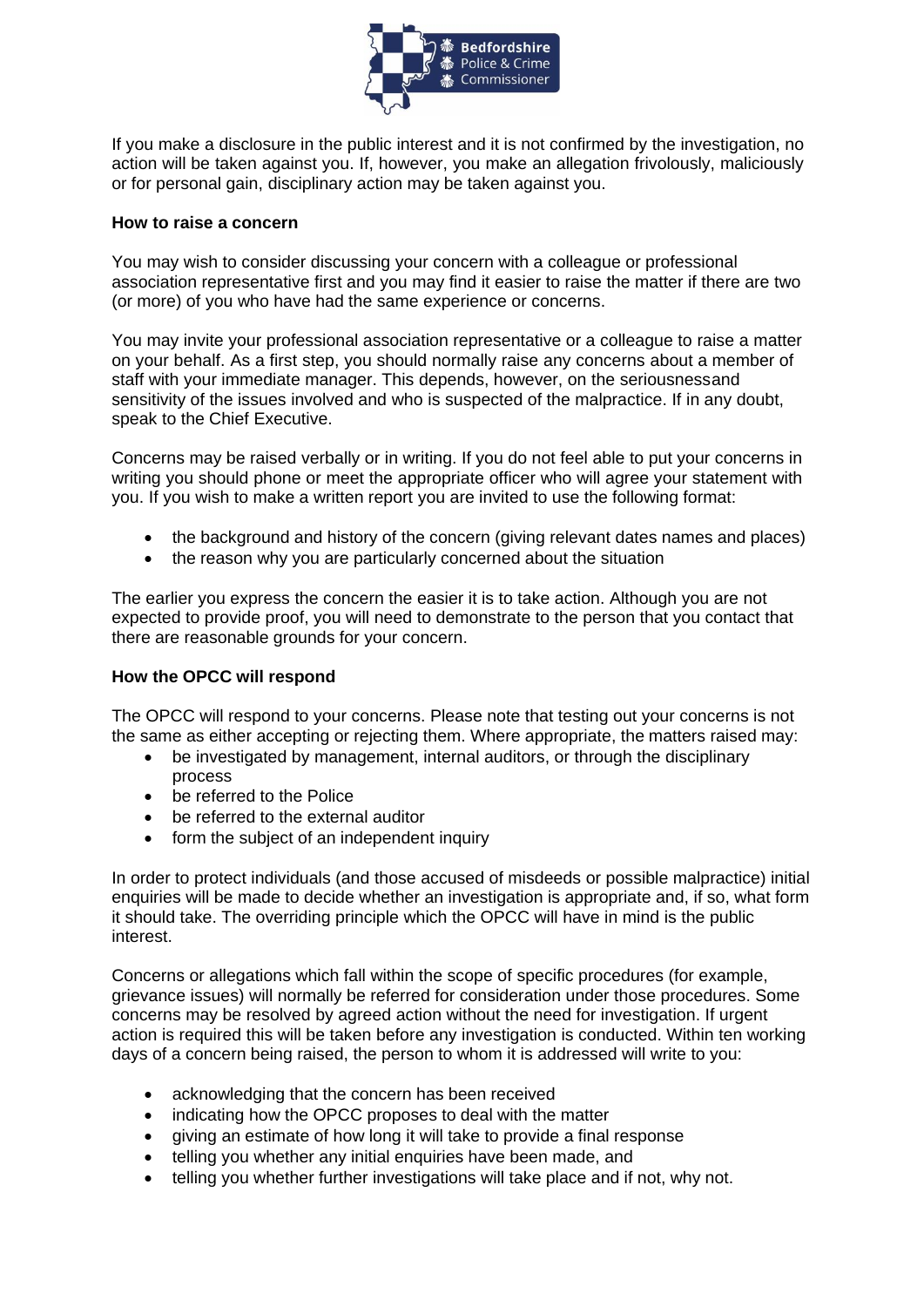If you make a disclosure in the public interest and it is not confirmed by the investigation, no action will be taken against you. If, however, you make an allegation frivolously, maliciously or for personal gain, disciplinary action may be taken against you.

**How to raise a concern**

You may wish to consider discussing your concern with a colleague or professional association representative first and you may find it easier to raise the matter if there are two (or more) of you who have had the same experience or concerns.

You may invite your professional association representative or a colleague to raise a matter on your behalf. As a first step, you should normally raise any concerns about a member of staff with your immediate manager. This depends, however, on the seriousnessand sensitivity of the issues involved and who is suspected of the malpractice. If in any doubt, speak to the Chief Executive.

Concerns may be raised verbally or in writing. If you do not feel able to put your concerns in writing you should phone or meet the appropriate officer who will agree your statement with you. If you wish to make a written report you are invited to use the following format:

- the background and history of the concern (giving relevant dates names and places)
- the reason why you are particularly concerned about the situation

The earlier you express the concern the easier it is to take action. Although you are not expected to provide proof, you will need to demonstrate to the person that you contact that there are reasonable grounds for your concern.

**How the OPCC will respond**

The OPCC will respond to your concerns. Please note that testing out your concerns is not the same as either accepting or rejecting them. Where appropriate, the matters raised may:

- be investigated by management, internal auditors, or through the disciplinary process
- be referred to the Police
- be referred to the external auditor
- form the subject of an independent inquiry

In order to protect individuals (and those accused of misdeeds or possible malpractice) initial enquiries will be made to decide whether an investigation is appropriate and, if so, what form it should take. The overriding principle which the OPCC will have in mind is the public interest.

Concerns or allegations which fall within the scope of specific procedures (for example, grievance issues) will normally be referred for consideration under those procedures. Some concerns may be resolved by agreed action without the need for investigation. If urgent action is required this will be taken before any investigation is conducted. Within ten working days of a concern being raised, the person to whom it is addressed will write to you:

- acknowledging that the concern has been received
- indicating how the OPCC proposes to deal with the matter
- giving an estimate of how long it will take to provide a final response
- telling you whether any initial enquiries have been made, and
- telling you whether further investigations will take place and if not, why not.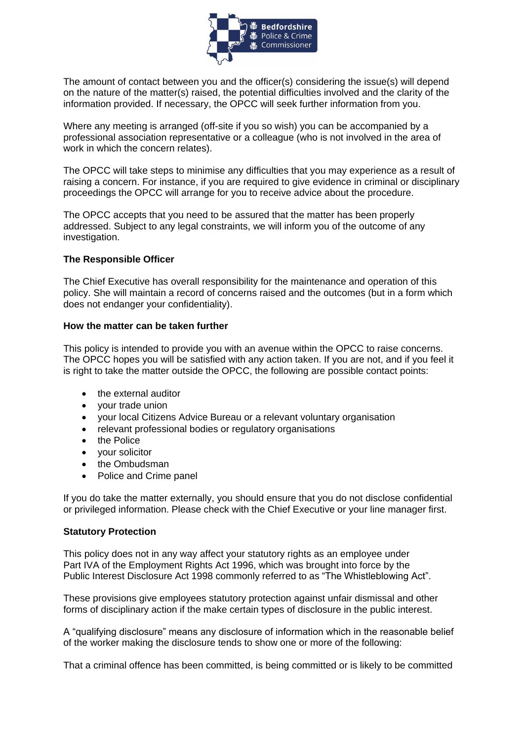The amount of contact between you and the officer(s) considering the issue(s) will depend on the nature of the matter(s) raised, the potential difficulties involved and the clarity of the information provided. If necessary, the OPCC will seek further information from you.

Where any meeting is arranged (off-site if you so wish) you can be accompanied by a professional association representative or a colleague (who is not involved in the area of work in which the concern relates).

The OPCC will take steps to minimise any difficulties that you may experience as a result of raising a concern. For instance, if you are required to give evidence in criminal or disciplinary proceedings the OPCC will arrange for you to receive advice about the procedure.

The OPCC accepts that you need to be assured that the matter has been properly addressed. Subject to any legal constraints, we will inform you of the outcome of any investigation.

**The Responsible Officer**

The Chief Executive has overall responsibility for the maintenance and operation of this policy. She will maintain a record of concerns raised and the outcomes (but in a form which does not endanger your confidentiality).

**How the matter can be taken further**

This policy is intended to provide you with an avenue within the OPCC to raise concerns. The OPCC hopes you will be satisfied with any action taken. If you are not, and if you feel it is right to take the matter outside the OPCC, the following are possible contact points:

- the external auditor
- your trade union
- your local Citizens Advice Bureau or a relevant voluntary organisation
- relevant professional bodies or regulatory organisations
- the Police
- your solicitor
- the Ombudsman
- Police and Crime panel

If you do take the matter externally, you should ensure that you do not disclose confidential or privileged information. Please check with the Chief Executive or your line manager first.

**Statutory Protection**

This policy does not in any way affect your statutory rights as an employee under Part IVA of the Employment Rights Act 1996, which was brought into force by the Public Interest Disclosure Act 1998 commonly referred to as "The Whistleblowing Act".

These provisions give employees statutory protection against unfair dismissal and other forms of disciplinary action if the make certain types of disclosure in the public interest.

A "qualifying disclosure" means any disclosure of information which in the reasonable belief of the worker making the disclosure tends to show one or more of the following:

That a criminal offence has been committed, is being committed or is likely to be committed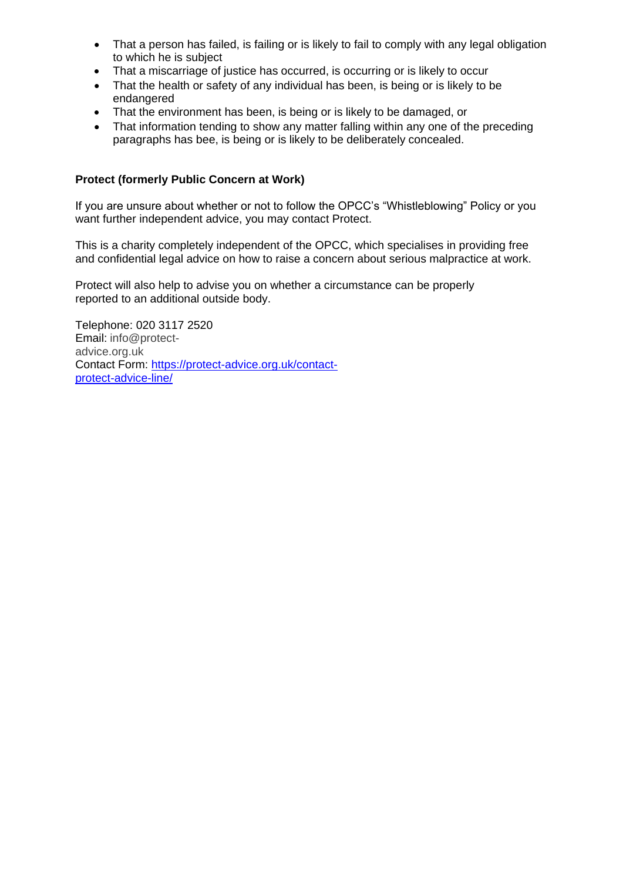- That a person has failed, is failing or is likely to fail to comply with any legal obligation to which he is subject
- That a miscarriage of justice has occurred, is occurring or is likely to occur
- That the health or safety of any individual has been, is being or is likely to be endangered
- That the environment has been, is being or is likely to be damaged, or
- That information tending to show any matter falling within any one of the preceding paragraphs has bee, is being or is likely to be deliberately concealed.

**Protect (formerly Public Concern at Work)**

If you are unsure about whether or not to follow the OPCC's "Whistleblowing" Policy or you want further independent advice, you may contact Protect.

This is a charity completely independent of the OPCC, which specialises in providing free and confidential legal advice on how to raise a concern about serious malpractice at work.

Protect will also help to advise you on whether a circumstance can be properly reported to an additional outside body.

Telephone: 020 3117 2520
Email: info@protect-advice.org.uk
Contact Form: [https://protect-advice.org.uk/contact-protect-advice-line/](https://protect-advice.org.uk/contact-protect-advice-line/)